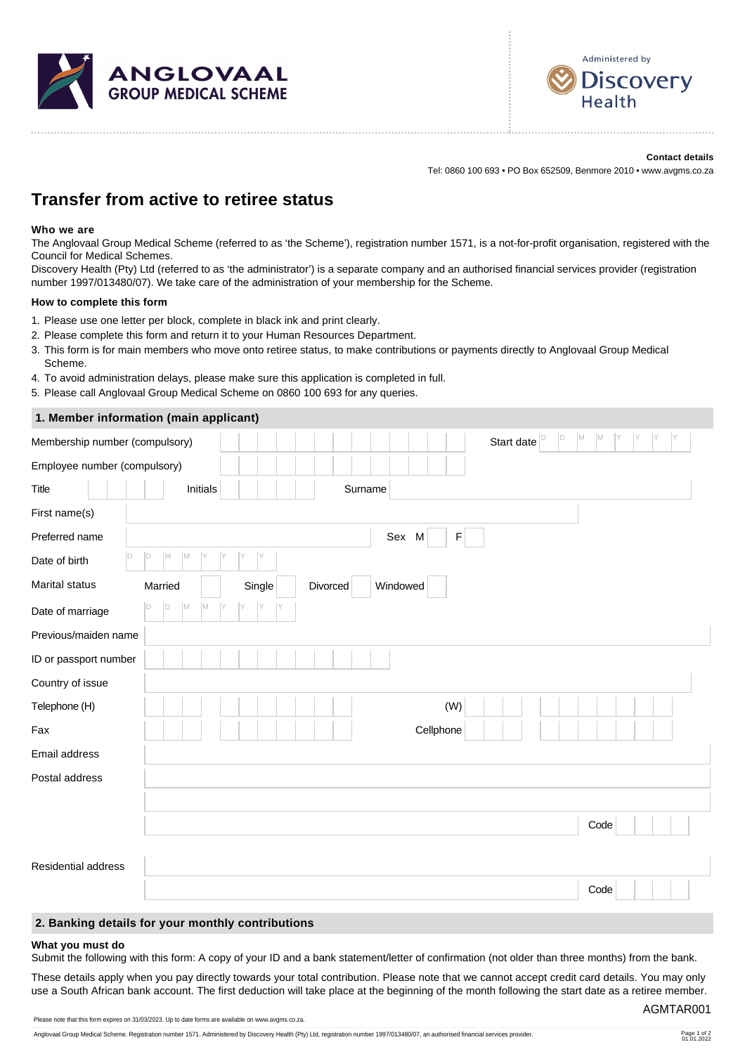ANGLOVAAL GROUP MEDICAL SCHEME

Administered by Discovery Health

**Contact details**

Tel: 0860 100 693 • PO Box 652509, Benmore 2010 • www.avgms.co.za

# Transfer from active to retiree status

**Who we are**

The Anglovaal Group Medical Scheme (referred to as 'the Scheme'), registration number 1571, is a not-for-profit organisation, registered with the Council for Medical Schemes.

Discovery Health (Pty) Ltd (referred to as 'the administrator') is a separate company and an authorised financial services provider (registration number 1997/013480/07). We take care of the administration of your membership for the Scheme.

**How to complete this form**

1. Please use one letter per block, complete in black ink and print clearly.
2. Please complete this form and return it to your Human Resources Department.
3. This form is for main members who move onto retiree status, to make contributions or payments directly to Anglovaal Group Medical Scheme.
4. To avoid administration delays, please make sure this application is completed in full.
5. Please call Anglovaal Group Medical Scheme on 0860 100 693 for any queries.

## 1. Member information (main applicant)

Membership number (compulsory) | Start date D D M M Y Y Y Y

Employee number (compulsory)

Title | Initials | Surname

First name(s)

Preferred name | Sex M | F

Date of birth D D M M Y Y Y Y

Marital status: Married | Single | Divorced | Windowed

Date of marriage D D M M Y Y Y Y

Previous/maiden name

ID or passport number

Country of issue

Telephone (H) | (W)

Fax | Cellphone

Email address

Postal address

Code

Residential address

Code

## 2. Banking details for your monthly contributions

**What you must do**

Submit the following with this form: A copy of your ID and a bank statement/letter of confirmation (not older than three months) from the bank.

These details apply when you pay directly towards your total contribution. Please note that we cannot accept credit card details. You may only use a South African bank account. The first deduction will take place at the beginning of the month following the start date as a retiree member.

AGMTAR001

Please note that this form expires on 31/03/2023. Up to date forms are available on www.avgms.co.za.

Anglovaal Group Medical Scheme. Registration number 1571. Administered by Discovery Health (Pty) Ltd, registration number 1997/013480/07, an authorised financial services provider.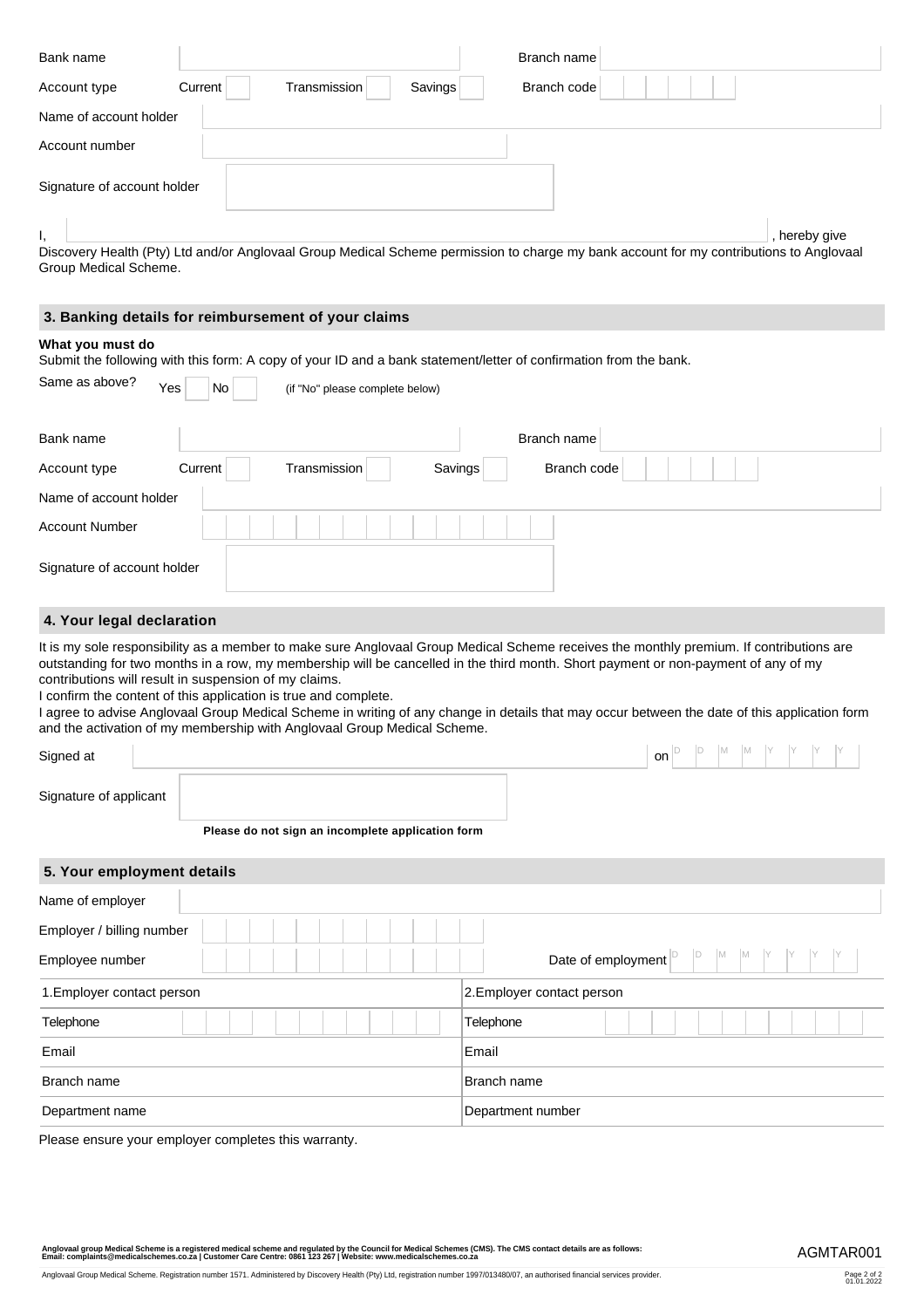| | | | |
|---|---|---|---|
| Bank name | | Branch name | |
| Account type | Current ☐ Transmission ☐ Savings ☐ | Branch code | |
| Name of account holder | | | |
| Account number | | | |
| Signature of account holder | | | |

I, ______________________________, hereby give Discovery Health (Pty) Ltd and/or Anglovaal Group Medical Scheme permission to charge my bank account for my contributions to Anglovaal Group Medical Scheme.

## 3. Banking details for reimbursement of your claims

**What you must do**

Submit the following with this form: A copy of your ID and a bank statement/letter of confirmation from the bank.

Same as above? Yes ☐ No ☐ (if "No" please complete below)

| | | | |
|---|---|---|---|
| Bank name | | Branch name | |
| Account type | Current ☐ Transmission ☐ Savings ☐ | Branch code | |
| Name of account holder | | | |
| Account Number | | | |
| Signature of account holder | | | |

## 4. Your legal declaration

It is my sole responsibility as a member to make sure Anglovaal Group Medical Scheme receives the monthly premium. If contributions are outstanding for two months in a row, my membership will be cancelled in the third month. Short payment or non-payment of any of my contributions will result in suspension of my claims.

I confirm the content of this application is true and complete.

I agree to advise Anglovaal Group Medical Scheme in writing of any change in details that may occur between the date of this application form and the activation of my membership with Anglovaal Group Medical Scheme.

Signed at ______________________________ on D D M M Y Y Y Y

Signature of applicant ______________________________

**Please do not sign an incomplete application form**

## 5. Your employment details

| | |
|---|---|
| Name of employer | |
| Employer / billing number | |
| Employee number | Date of employment D D M M Y Y Y Y |

| | |
|---|---|
| 1.Employer contact person | 2.Employer contact person |
| Telephone | Telephone |
| Email | Email |
| Branch name | Branch name |
| Department name | Department number |

Please ensure your employer completes this warranty.

**Anglovaal group Medical Scheme is a registered medical scheme and regulated by the Council for Medical Schemes (CMS). The CMS contact details are as follows: Email: complaints@medicalschemes.co.za | Customer Care Centre: 0861 123 267 | Website: www.medicalschemes.co.za**

AGMTAR001

Anglovaal Group Medical Scheme. Registration number 1571. Administered by Discovery Health (Pty) Ltd, registration number 1997/013480/07, an authorised financial services provider.

01.01.2022